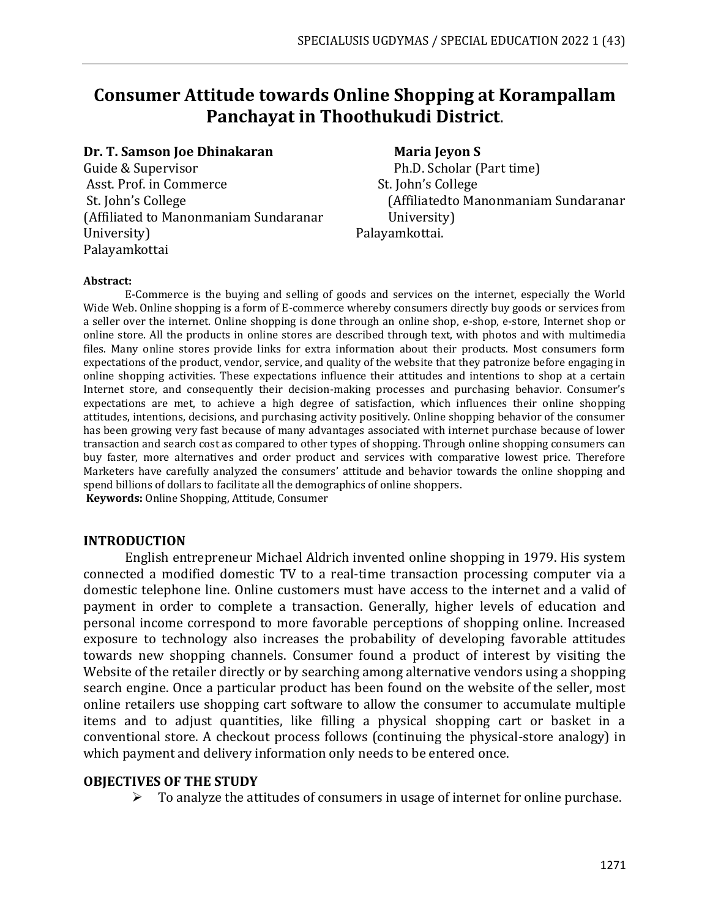# Consumer Attitude towards Online Shopping at Korampallam Panchayat in Thoothukudi District.

**Dr. T. Samson Joe Dhinakaran**
Guide & Supervisor
Asst. Prof. in Commerce
St. John's College
(Affiliated to Manonmaniam Sundaranar University)
Palayamkottai

**Maria Jeyon S**
Ph.D. Scholar (Part time)
St. John's College
(Affiliatedto Manonmaniam Sundaranar University)
Palayamkottai.

**Abstract:**

E-Commerce is the buying and selling of goods and services on the internet, especially the World Wide Web. Online shopping is a form of E-commerce whereby consumers directly buy goods or services from a seller over the internet. Online shopping is done through an online shop, e-shop, e-store, Internet shop or online store. All the products in online stores are described through text, with photos and with multimedia files. Many online stores provide links for extra information about their products. Most consumers form expectations of the product, vendor, service, and quality of the website that they patronize before engaging in online shopping activities. These expectations influence their attitudes and intentions to shop at a certain Internet store, and consequently their decision-making processes and purchasing behavior. Consumer's expectations are met, to achieve a high degree of satisfaction, which influences their online shopping attitudes, intentions, decisions, and purchasing activity positively. Online shopping behavior of the consumer has been growing very fast because of many advantages associated with internet purchase because of lower transaction and search cost as compared to other types of shopping. Through online shopping consumers can buy faster, more alternatives and order product and services with comparative lowest price. Therefore Marketers have carefully analyzed the consumers' attitude and behavior towards the online shopping and spend billions of dollars to facilitate all the demographics of online shoppers.

**Keywords:** Online Shopping, Attitude, Consumer

## INTRODUCTION

English entrepreneur Michael Aldrich invented online shopping in 1979. His system connected a modified domestic TV to a real-time transaction processing computer via a domestic telephone line. Online customers must have access to the internet and a valid of payment in order to complete a transaction. Generally, higher levels of education and personal income correspond to more favorable perceptions of shopping online. Increased exposure to technology also increases the probability of developing favorable attitudes towards new shopping channels. Consumer found a product of interest by visiting the Website of the retailer directly or by searching among alternative vendors using a shopping search engine. Once a particular product has been found on the website of the seller, most online retailers use shopping cart software to allow the consumer to accumulate multiple items and to adjust quantities, like filling a physical shopping cart or basket in a conventional store. A checkout process follows (continuing the physical-store analogy) in which payment and delivery information only needs to be entered once.

## OBJECTIVES OF THE STUDY

- To analyze the attitudes of consumers in usage of internet for online purchase.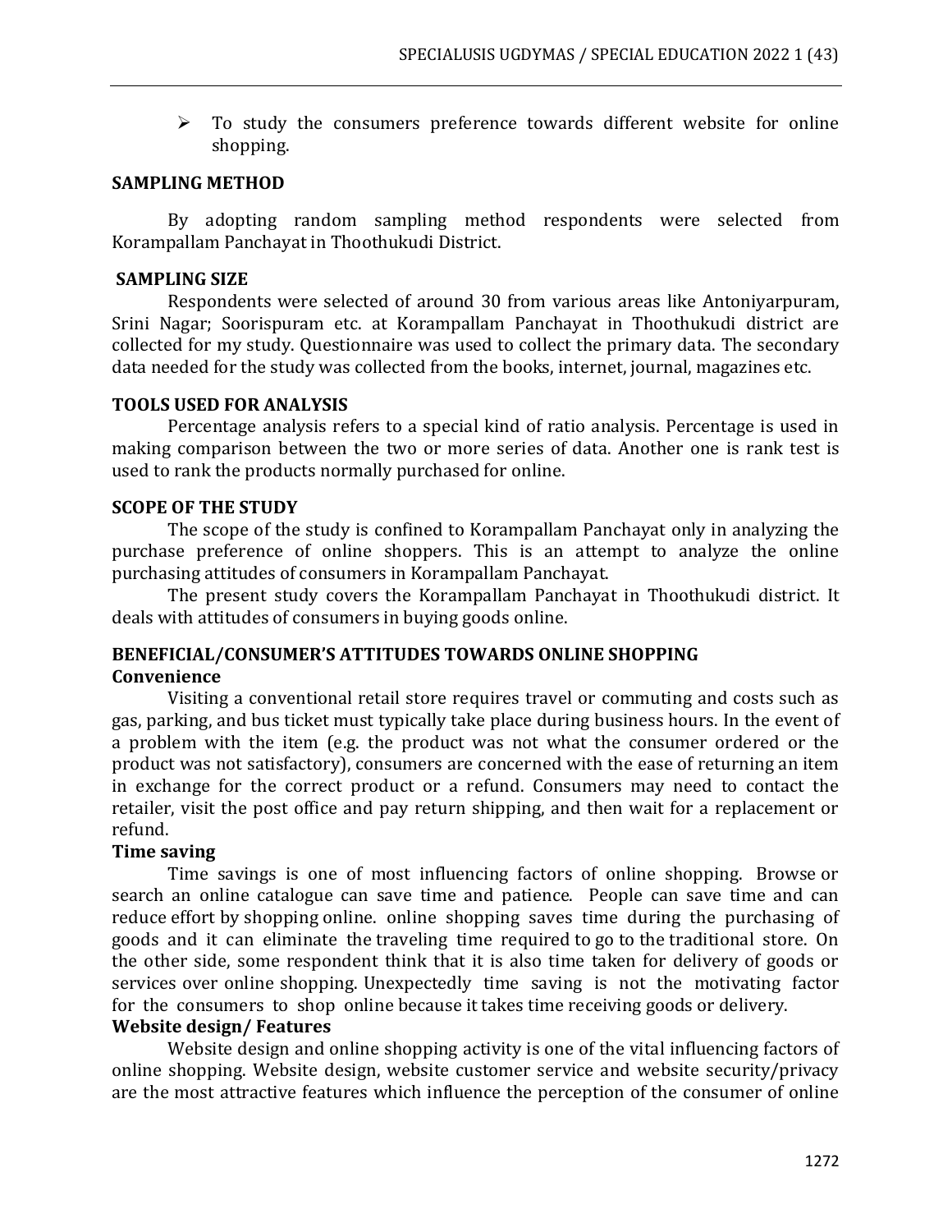- To study the consumers preference towards different website for online shopping.

**SAMPLING METHOD**

By adopting random sampling method respondents were selected from Korampallam Panchayat in Thoothukudi District.

**SAMPLING SIZE**

Respondents were selected of around 30 from various areas like Antoniyarpuram, Srini Nagar; Soorispuram etc. at Korampallam Panchayat in Thoothukudi district are collected for my study. Questionnaire was used to collect the primary data. The secondary data needed for the study was collected from the books, internet, journal, magazines etc.

**TOOLS USED FOR ANALYSIS**

Percentage analysis refers to a special kind of ratio analysis. Percentage is used in making comparison between the two or more series of data. Another one is rank test is used to rank the products normally purchased for online.

**SCOPE OF THE STUDY**

The scope of the study is confined to Korampallam Panchayat only in analyzing the purchase preference of online shoppers. This is an attempt to analyze the online purchasing attitudes of consumers in Korampallam Panchayat.

The present study covers the Korampallam Panchayat in Thoothukudi district. It deals with attitudes of consumers in buying goods online.

**BENEFICIAL/CONSUMER'S ATTITUDES TOWARDS ONLINE SHOPPING**

**Convenience**

Visiting a conventional retail store requires travel or commuting and costs such as gas, parking, and bus ticket must typically take place during business hours. In the event of a problem with the item (e.g. the product was not what the consumer ordered or the product was not satisfactory), consumers are concerned with the ease of returning an item in exchange for the correct product or a refund. Consumers may need to contact the retailer, visit the post office and pay return shipping, and then wait for a replacement or refund.

**Time saving**

Time savings is one of most influencing factors of online shopping. Browse or search an online catalogue can save time and patience. People can save time and can reduce effort by shopping online. online shopping saves time during the purchasing of goods and it can eliminate the traveling time required to go to the traditional store. On the other side, some respondent think that it is also time taken for delivery of goods or services over online shopping. Unexpectedly time saving is not the motivating factor for the consumers to shop online because it takes time receiving goods or delivery.

**Website design/ Features**

Website design and online shopping activity is one of the vital influencing factors of online shopping. Website design, website customer service and website security/privacy are the most attractive features which influence the perception of the consumer of online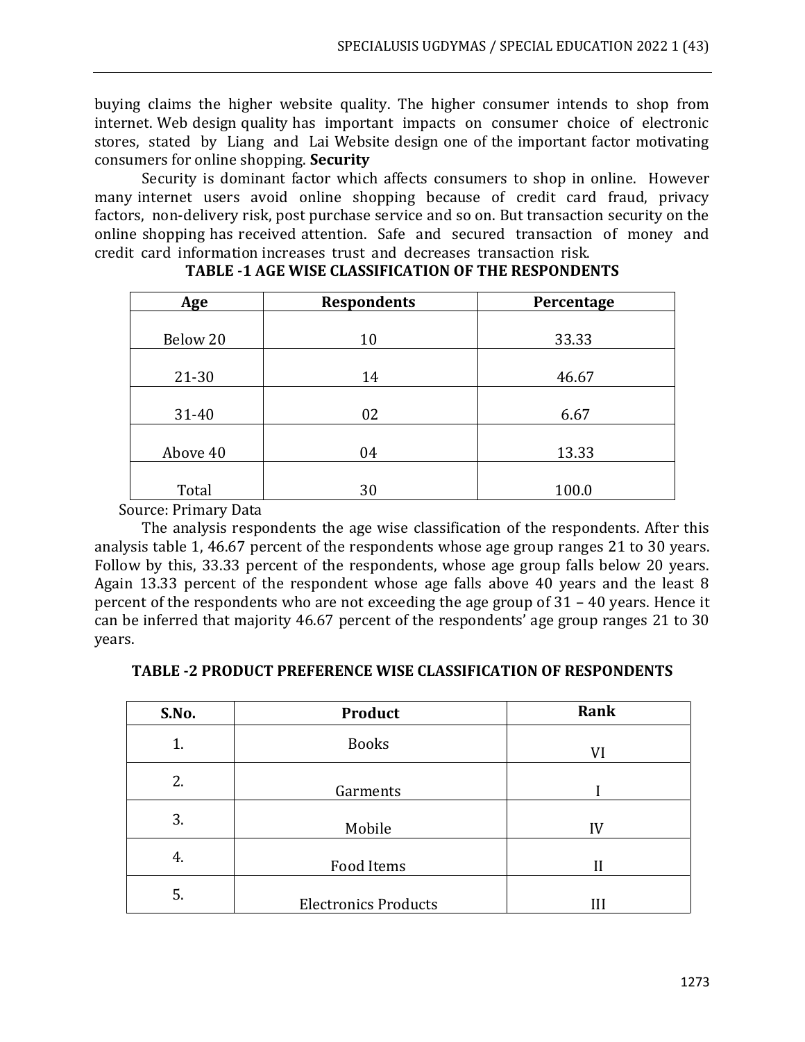buying claims the higher website quality. The higher consumer intends to shop from internet. Web design quality has important impacts on consumer choice of electronic stores, stated by Liang and Lai Website design one of the important factor motivating consumers for online shopping. **Security**

Security is dominant factor which affects consumers to shop in online. However many internet users avoid online shopping because of credit card fraud, privacy factors, non-delivery risk, post purchase service and so on. But transaction security on the online shopping has received attention. Safe and secured transaction of money and credit card information increases trust and decreases transaction risk.

**TABLE -1 AGE WISE CLASSIFICATION OF THE RESPONDENTS**

| Age | Respondents | Percentage |
|---|---|---|
| Below 20 | 10 | 33.33 |
| 21-30 | 14 | 46.67 |
| 31-40 | 02 | 6.67 |
| Above 40 | 04 | 13.33 |
| Total | 30 | 100.0 |

Source: Primary Data

The analysis respondents the age wise classification of the respondents. After this analysis table 1, 46.67 percent of the respondents whose age group ranges 21 to 30 years. Follow by this, 33.33 percent of the respondents, whose age group falls below 20 years. Again 13.33 percent of the respondent whose age falls above 40 years and the least 8 percent of the respondents who are not exceeding the age group of 31 – 40 years. Hence it can be inferred that majority 46.67 percent of the respondents' age group ranges 21 to 30 years.

**TABLE -2 PRODUCT PREFERENCE WISE CLASSIFICATION OF RESPONDENTS**

| S.No. | Product | Rank |
|---|---|---|
| 1. | Books | VI |
| 2. | Garments | I |
| 3. | Mobile | IV |
| 4. | Food Items | II |
| 5. | Electronics Products | III |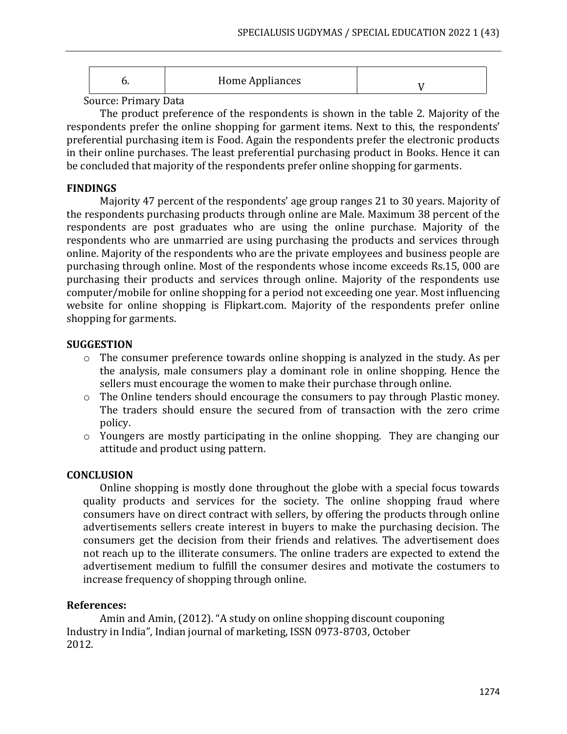| 6. | Home Appliances | V |
|---|---|---|

Source: Primary Data

The product preference of the respondents is shown in the table 2. Majority of the respondents prefer the online shopping for garment items. Next to this, the respondents' preferential purchasing item is Food. Again the respondents prefer the electronic products in their online purchases. The least preferential purchasing product in Books. Hence it can be concluded that majority of the respondents prefer online shopping for garments.

## FINDINGS

Majority 47 percent of the respondents' age group ranges 21 to 30 years. Majority of the respondents purchasing products through online are Male. Maximum 38 percent of the respondents are post graduates who are using the online purchase. Majority of the respondents who are unmarried are using purchasing the products and services through online. Majority of the respondents who are the private employees and business people are purchasing through online. Most of the respondents whose income exceeds Rs.15, 000 are purchasing their products and services through online. Majority of the respondents use computer/mobile for online shopping for a period not exceeding one year. Most influencing website for online shopping is Flipkart.com. Majority of the respondents prefer online shopping for garments.

## SUGGESTION

- The consumer preference towards online shopping is analyzed in the study. As per the analysis, male consumers play a dominant role in online shopping. Hence the sellers must encourage the women to make their purchase through online.
- The Online tenders should encourage the consumers to pay through Plastic money. The traders should ensure the secured from of transaction with the zero crime policy.
- Youngers are mostly participating in the online shopping. They are changing our attitude and product using pattern.

## CONCLUSION

Online shopping is mostly done throughout the globe with a special focus towards quality products and services for the society. The online shopping fraud where consumers have on direct contract with sellers, by offering the products through online advertisements sellers create interest in buyers to make the purchasing decision. The consumers get the decision from their friends and relatives. The advertisement does not reach up to the illiterate consumers. The online traders are expected to extend the advertisement medium to fulfill the consumer desires and motivate the costumers to increase frequency of shopping through online.

## References:

Amin and Amin, (2012). "A study on online shopping discount couponing Industry in India", Indian journal of marketing, ISSN 0973-8703, October 2012.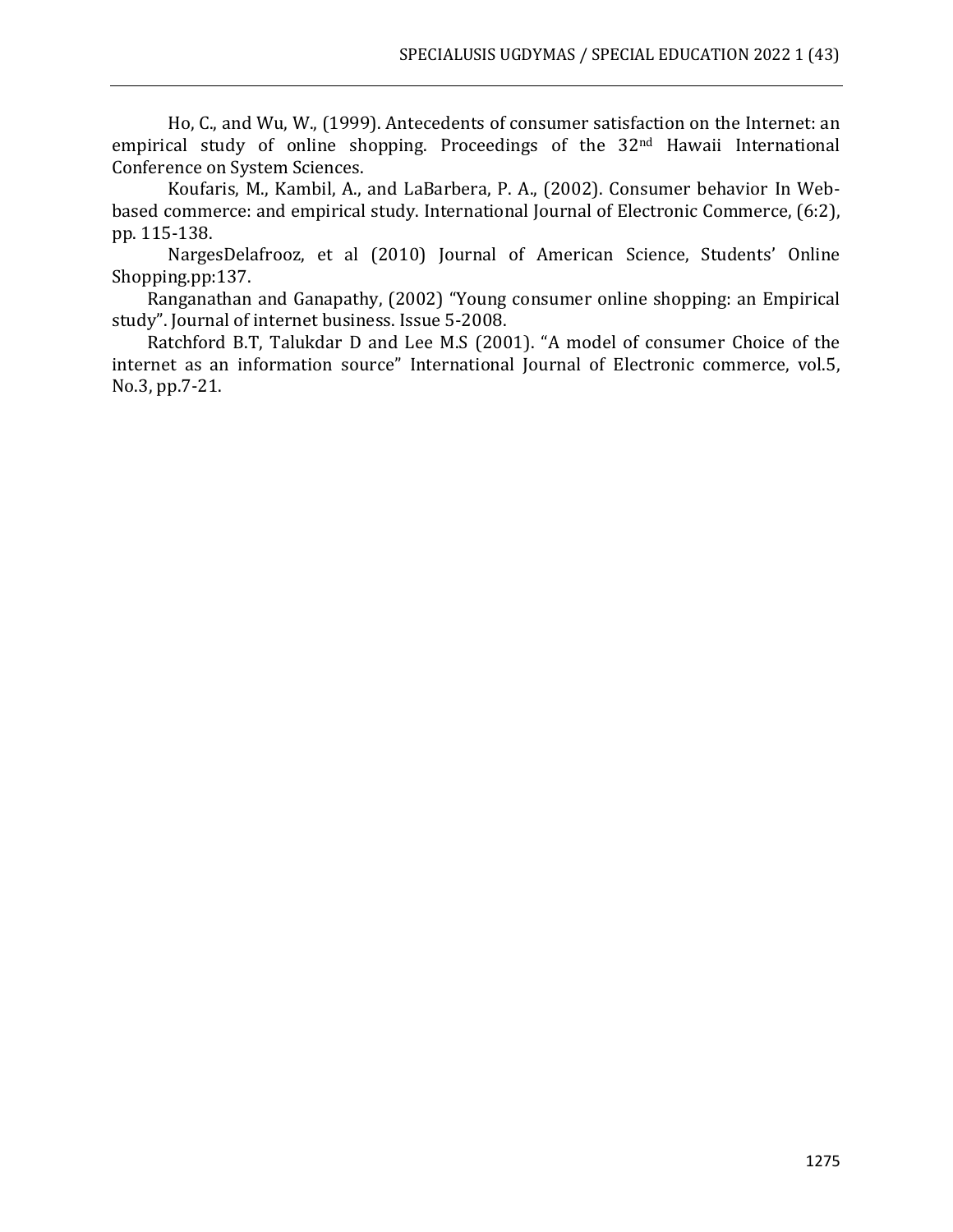Ho, C., and Wu, W., (1999). Antecedents of consumer satisfaction on the Internet: an empirical study of online shopping. Proceedings of the 32nd Hawaii International Conference on System Sciences.

Koufaris, M., Kambil, A., and LaBarbera, P. A., (2002). Consumer behavior In Web-based commerce: and empirical study. International Journal of Electronic Commerce, (6:2), pp. 115-138.

NargesDelafrooz, et al (2010) Journal of American Science, Students' Online Shopping.pp:137.

Ranganathan and Ganapathy, (2002) "Young consumer online shopping: an Empirical study". Journal of internet business. Issue 5-2008.

Ratchford B.T, Talukdar D and Lee M.S (2001). "A model of consumer Choice of the internet as an information source" International Journal of Electronic commerce, vol.5, No.3, pp.7-21.